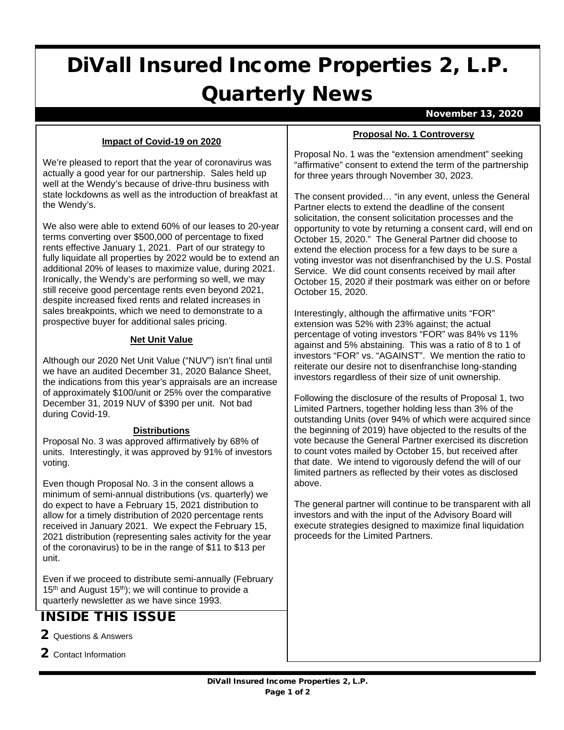# DiVall Insured Income Properties 2, L.P. Quarterly News

November 13, 2020

### Impact of Covid-19 on 2020

We're pleased to report that the year of coronavirus was actually a good year for our partnership. Sales held up well at the Wendy's because of drive-thru business with state lockdowns as well as the introduction of breakfast at the Wendy's.

We also were able to extend 60% of our leases to 20-year terms converting over $500,000 of percentage to fixed rents effective January 1, 2021. Part of our strategy to fully liquidate all properties by 2022 would be to extend an additional 20% of leases to maximize value, during 2021. Ironically, the Wendy's are performing so well, we may still receive good percentage rents even beyond 2021, despite increased fixed rents and related increases in sales breakpoints, which we need to demonstrate to a prospective buyer for additional sales pricing.

### Net Unit Value

Although our 2020 Net Unit Value ("NUV") isn't final until we have an audited December 31, 2020 Balance Sheet, the indications from this year's appraisals are an increase of approximately $100/unit or 25% over the comparative December 31, 2019 NUV of $390 per unit. Not bad during Covid-19.

### Distributions

Proposal No. 3 was approved affirmatively by 68% of units. Interestingly, it was approved by 91% of investors voting.

Even though Proposal No. 3 in the consent allows a minimum of semi-annual distributions (vs. quarterly) we do expect to have a February 15, 2021 distribution to allow for a timely distribution of 2020 percentage rents received in January 2021. We expect the February 15, 2021 distribution (representing sales activity for the year of the coronavirus) to be in the range of $11 to $13 per unit.

Even if we proceed to distribute semi-annually (February 15th and August 15th); we will continue to provide a quarterly newsletter as we have since 1993.

## INSIDE THIS ISSUE

**2** Questions & Answers

**2** Contact Information

### Proposal No. 1 Controversy

Proposal No. 1 was the "extension amendment" seeking "affirmative" consent to extend the term of the partnership for three years through November 30, 2023.

The consent provided… "in any event, unless the General Partner elects to extend the deadline of the consent solicitation, the consent solicitation processes and the opportunity to vote by returning a consent card, will end on October 15, 2020." The General Partner did choose to extend the election process for a few days to be sure a voting investor was not disenfranchised by the U.S. Postal Service. We did count consents received by mail after October 15, 2020 if their postmark was either on or before October 15, 2020.

Interestingly, although the affirmative units "FOR" extension was 52% with 23% against; the actual percentage of voting investors "FOR" was 84% vs 11% against and 5% abstaining. This was a ratio of 8 to 1 of investors "FOR" vs. "AGAINST". We mention the ratio to reiterate our desire not to disenfranchise long-standing investors regardless of their size of unit ownership.

Following the disclosure of the results of Proposal 1, two Limited Partners, together holding less than 3% of the outstanding Units (over 94% of which were acquired since the beginning of 2019) have objected to the results of the vote because the General Partner exercised its discretion to count votes mailed by October 15, but received after that date. We intend to vigorously defend the will of our limited partners as reflected by their votes as disclosed above.

The general partner will continue to be transparent with all investors and with the input of the Advisory Board will execute strategies designed to maximize final liquidation proceeds for the Limited Partners.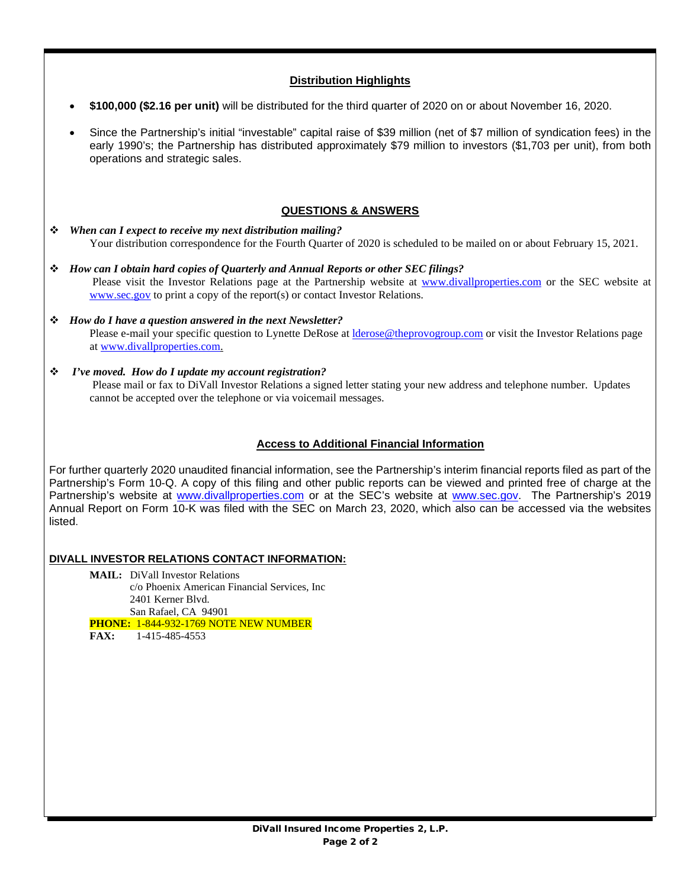## Distribution Highlights

- **$100,000 ($2.16 per unit)** will be distributed for the third quarter of 2020 on or about November 16, 2020.
- Since the Partnership's initial "investable" capital raise of $39 million (net of $7 million of syndication fees) in the early 1990's; the Partnership has distributed approximately $79 million to investors ($1,703 per unit), from both operations and strategic sales.

## QUESTIONS & ANSWERS

- ***When can I expect to receive my next distribution mailing?***
  Your distribution correspondence for the Fourth Quarter of 2020 is scheduled to be mailed on or about February 15, 2021.

- ***How can I obtain hard copies of Quarterly and Annual Reports or other SEC filings?***
  Please visit the Investor Relations page at the Partnership website at www.divallproperties.com or the SEC website at www.sec.gov to print a copy of the report(s) or contact Investor Relations.

- ***How do I have a question answered in the next Newsletter?***
  Please e-mail your specific question to Lynette DeRose at lderose@theprovogroup.com or visit the Investor Relations page at www.divallproperties.com.

- ***I've moved. How do I update my account registration?***
  Please mail or fax to DiVall Investor Relations a signed letter stating your new address and telephone number. Updates cannot be accepted over the telephone or via voicemail messages.

## Access to Additional Financial Information

For further quarterly 2020 unaudited financial information, see the Partnership's interim financial reports filed as part of the Partnership's Form 10-Q. A copy of this filing and other public reports can be viewed and printed free of charge at the Partnership's website at www.divallproperties.com or at the SEC's website at www.sec.gov. The Partnership's 2019 Annual Report on Form 10-K was filed with the SEC on March 23, 2020, which also can be accessed via the websites listed.

### DIVALL INVESTOR RELATIONS CONTACT INFORMATION:

**MAIL:** DiVall Investor Relations
c/o Phoenix American Financial Services, Inc
2401 Kerner Blvd.
San Rafael, CA 94901

**PHONE:** 1-844-932-1769 NOTE NEW NUMBER

**FAX:** 1-415-485-4553